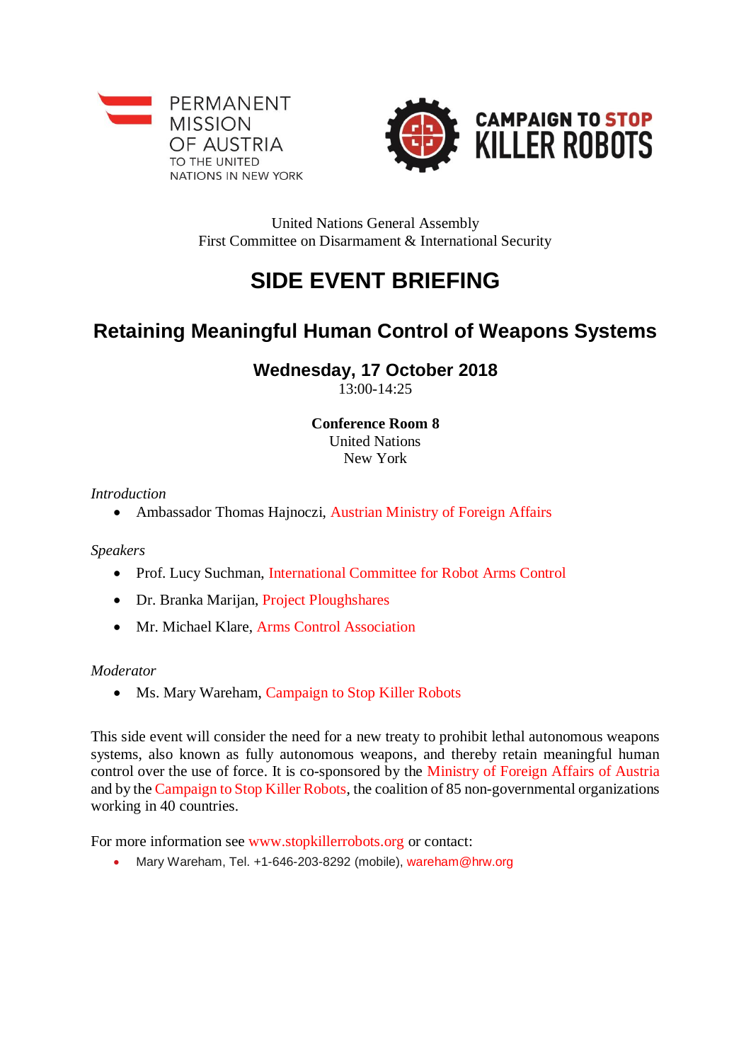PERMANENT MISSION OF AUSTRIA TO THE UNITED NATIONS IN NEW YORK

CAMPAIGN TO STOP KILLER ROBOTS

United Nations General Assembly
First Committee on Disarmament & International Security

# SIDE EVENT BRIEFING

## Retaining Meaningful Human Control of Weapons Systems

**Wednesday, 17 October 2018**
13:00-14:25

**Conference Room 8**
United Nations
New York

*Introduction*

- Ambassador Thomas Hajnoczi, Austrian Ministry of Foreign Affairs

*Speakers*

- Prof. Lucy Suchman, International Committee for Robot Arms Control
- Dr. Branka Marijan, Project Ploughshares
- Mr. Michael Klare, Arms Control Association

*Moderator*

- Ms. Mary Wareham, Campaign to Stop Killer Robots

This side event will consider the need for a new treaty to prohibit lethal autonomous weapons systems, also known as fully autonomous weapons, and thereby retain meaningful human control over the use of force. It is co-sponsored by the Ministry of Foreign Affairs of Austria and by the Campaign to Stop Killer Robots, the coalition of 85 non-governmental organizations working in 40 countries.

For more information see www.stopkillerrobots.org or contact:

- Mary Wareham, Tel. +1-646-203-8292 (mobile), wareham@hrw.org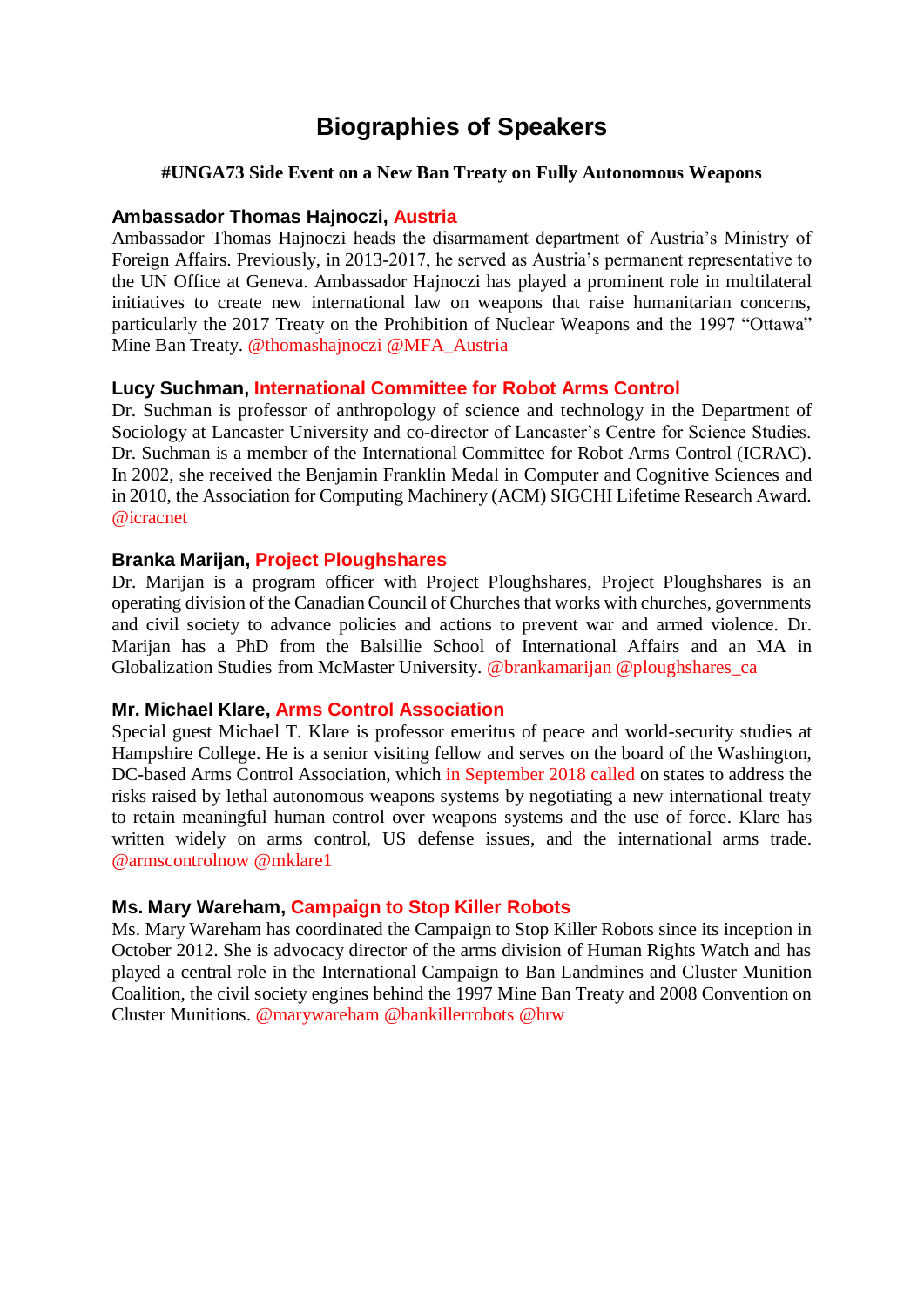# Biographies of Speakers

**#UNGA73 Side Event on a New Ban Treaty on Fully Autonomous Weapons**

### Ambassador Thomas Hajnoczi, Austria

Ambassador Thomas Hajnoczi heads the disarmament department of Austria's Ministry of Foreign Affairs. Previously, in 2013-2017, he served as Austria's permanent representative to the UN Office at Geneva. Ambassador Hajnoczi has played a prominent role in multilateral initiatives to create new international law on weapons that raise humanitarian concerns, particularly the 2017 Treaty on the Prohibition of Nuclear Weapons and the 1997 "Ottawa" Mine Ban Treaty. @thomashajnoczi @MFA_Austria

### Lucy Suchman, International Committee for Robot Arms Control

Dr. Suchman is professor of anthropology of science and technology in the Department of Sociology at Lancaster University and co-director of Lancaster's Centre for Science Studies. Dr. Suchman is a member of the International Committee for Robot Arms Control (ICRAC). In 2002, she received the Benjamin Franklin Medal in Computer and Cognitive Sciences and in 2010, the Association for Computing Machinery (ACM) SIGCHI Lifetime Research Award. @icracnet

### Branka Marijan, Project Ploughshares

Dr. Marijan is a program officer with Project Ploughshares, Project Ploughshares is an operating division of the Canadian Council of Churches that works with churches, governments and civil society to advance policies and actions to prevent war and armed violence. Dr. Marijan has a PhD from the Balsillie School of International Affairs and an MA in Globalization Studies from McMaster University. @brankamarijan @ploughshares_ca

### Mr. Michael Klare, Arms Control Association

Special guest Michael T. Klare is professor emeritus of peace and world-security studies at Hampshire College. He is a senior visiting fellow and serves on the board of the Washington, DC-based Arms Control Association, which in September 2018 called on states to address the risks raised by lethal autonomous weapons systems by negotiating a new international treaty to retain meaningful human control over weapons systems and the use of force. Klare has written widely on arms control, US defense issues, and the international arms trade. @armscontrolnow @mklare1

### Ms. Mary Wareham, Campaign to Stop Killer Robots

Ms. Mary Wareham has coordinated the Campaign to Stop Killer Robots since its inception in October 2012. She is advocacy director of the arms division of Human Rights Watch and has played a central role in the International Campaign to Ban Landmines and Cluster Munition Coalition, the civil society engines behind the 1997 Mine Ban Treaty and 2008 Convention on Cluster Munitions. @marywareham @bankillerrobots @hrw